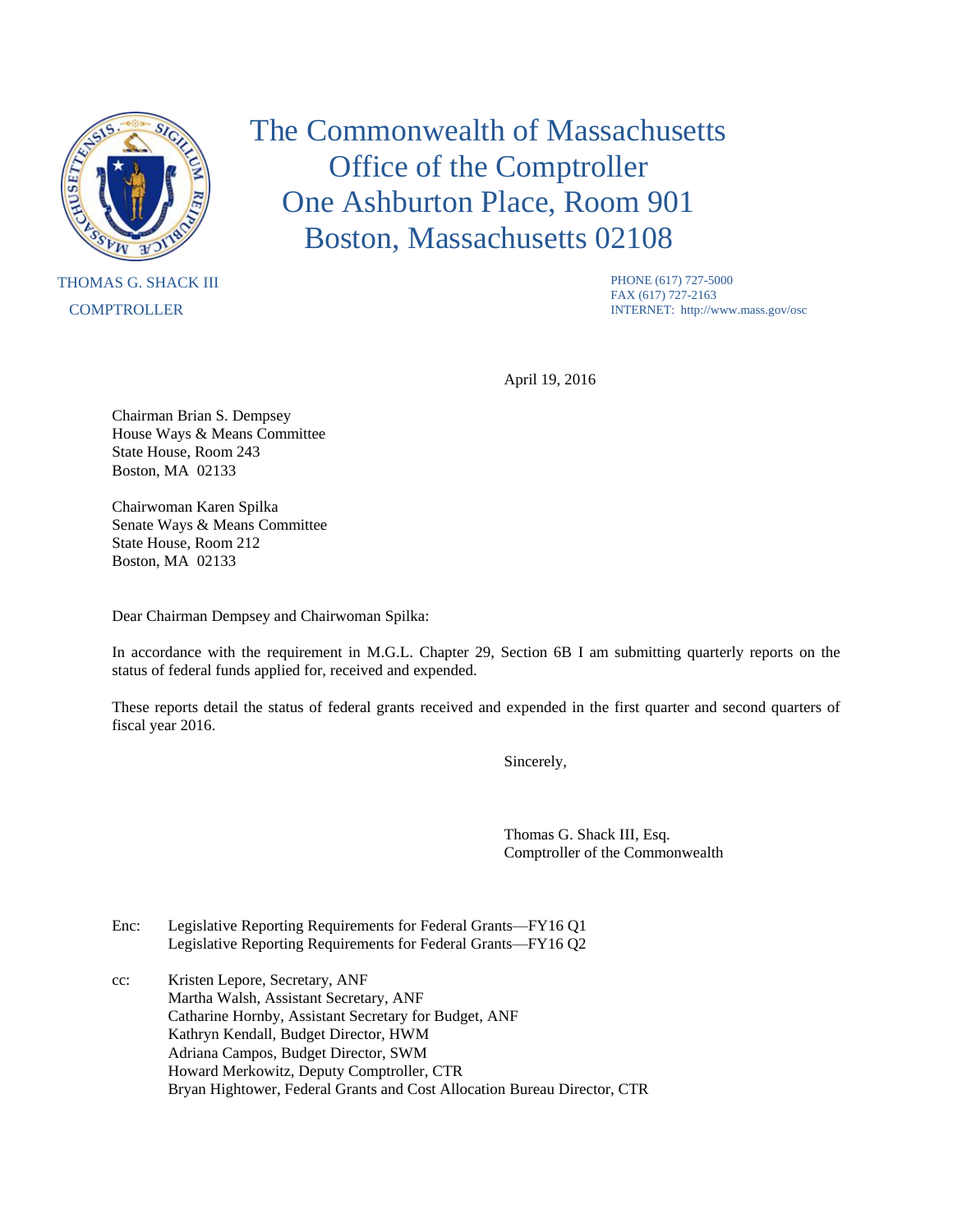# The Commonwealth of Massachusetts
# Office of the Comptroller
# One Ashburton Place, Room 901
# Boston, Massachusetts 02108

THOMAS G. SHACK III
COMPTROLLER

PHONE (617) 727-5000
FAX (617) 727-2163
INTERNET: http://www.mass.gov/osc

April 19, 2016

Chairman Brian S. Dempsey
House Ways & Means Committee
State House, Room 243
Boston, MA 02133

Chairwoman Karen Spilka
Senate Ways & Means Committee
State House, Room 212
Boston, MA 02133

Dear Chairman Dempsey and Chairwoman Spilka:

In accordance with the requirement in M.G.L. Chapter 29, Section 6B I am submitting quarterly reports on the status of federal funds applied for, received and expended.

These reports detail the status of federal grants received and expended in the first quarter and second quarters of fiscal year 2016.

Sincerely,

Thomas G. Shack III, Esq.
Comptroller of the Commonwealth

Enc: Legislative Reporting Requirements for Federal Grants—FY16 Q1
Legislative Reporting Requirements for Federal Grants—FY16 Q2

cc: Kristen Lepore, Secretary, ANF
Martha Walsh, Assistant Secretary, ANF
Catharine Hornby, Assistant Secretary for Budget, ANF
Kathryn Kendall, Budget Director, HWM
Adriana Campos, Budget Director, SWM
Howard Merkowitz, Deputy Comptroller, CTR
Bryan Hightower, Federal Grants and Cost Allocation Bureau Director, CTR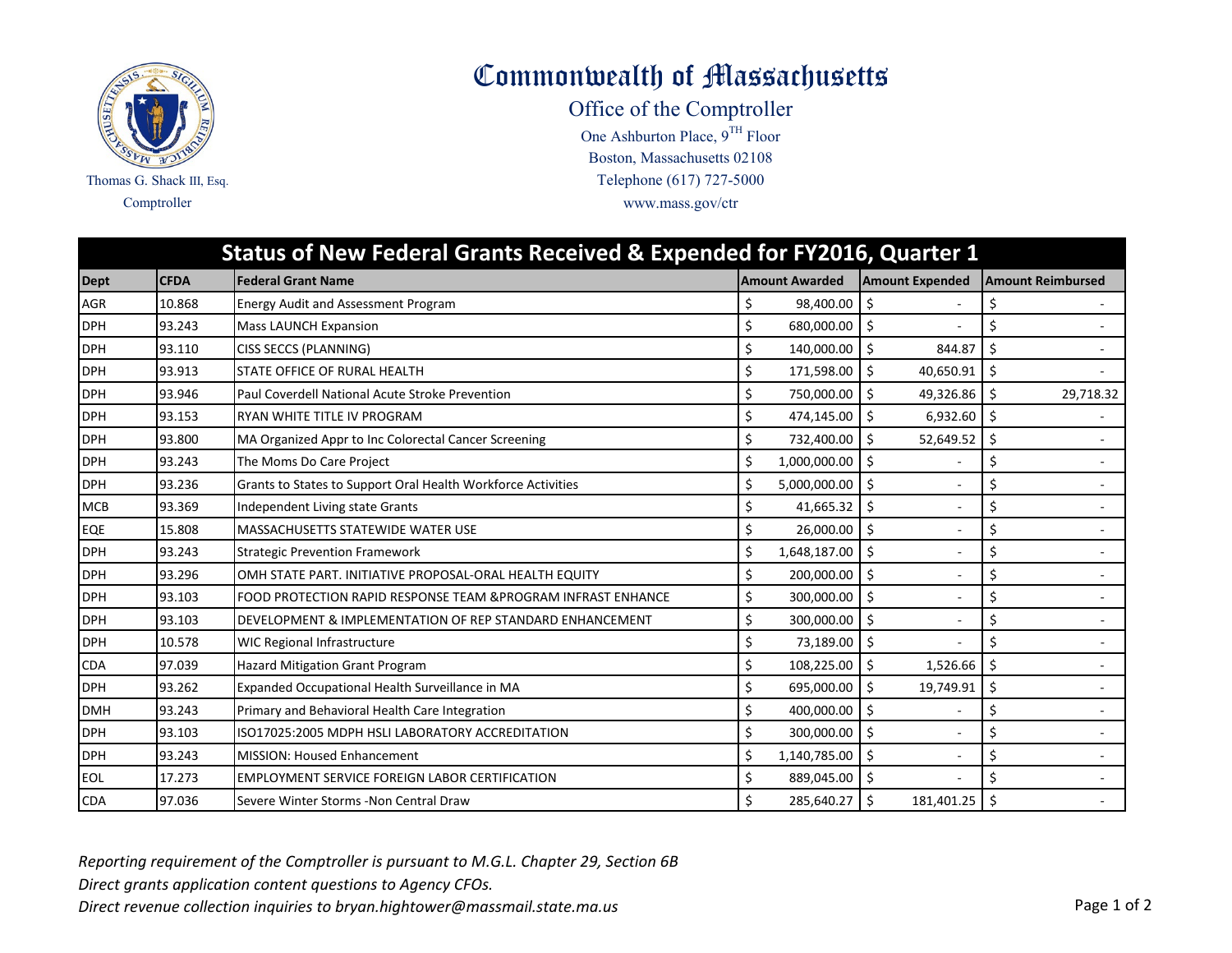# Commonwealth of Massachusetts

Office of the Comptroller
One Ashburton Place, 9TH Floor
Boston, Massachusetts 02108
Telephone (617) 727-5000
www.mass.gov/ctr

Thomas G. Shack III, Esq.
Comptroller

## Status of New Federal Grants Received & Expended for FY2016, Quarter 1

| Dept | CFDA | Federal Grant Name | Amount Awarded | Amount Expended | Amount Reimbursed |
|---|---|---|---|---|---|
| AGR | 10.868 | Energy Audit and Assessment Program | $ 98,400.00 | $ - | $ - |
| DPH | 93.243 | Mass LAUNCH Expansion | $ 680,000.00 | $ - | $ - |
| DPH | 93.110 | CISS SECCS (PLANNING) | $ 140,000.00 | $ 844.87 | $ - |
| DPH | 93.913 | STATE OFFICE OF RURAL HEALTH | $ 171,598.00 | $ 40,650.91 | $ - |
| DPH | 93.946 | Paul Coverdell National Acute Stroke Prevention | $ 750,000.00 | $ 49,326.86 | $ 29,718.32 |
| DPH | 93.153 | RYAN WHITE TITLE IV PROGRAM | $ 474,145.00 | $ 6,932.60 | $ - |
| DPH | 93.800 | MA Organized Appr to Inc Colorectal Cancer Screening | $ 732,400.00 | $ 52,649.52 | $ - |
| DPH | 93.243 | The Moms Do Care Project | $ 1,000,000.00 | $ - | $ - |
| DPH | 93.236 | Grants to States to Support Oral Health Workforce Activities | $ 5,000,000.00 | $ - | $ - |
| MCB | 93.369 | Independent Living state Grants | $ 41,665.32 | $ - | $ - |
| EQE | 15.808 | MASSACHUSETTS STATEWIDE WATER USE | $ 26,000.00 | $ - | $ - |
| DPH | 93.243 | Strategic Prevention Framework | $ 1,648,187.00 | $ - | $ - |
| DPH | 93.296 | OMH STATE PART. INITIATIVE PROPOSAL-ORAL HEALTH EQUITY | $ 200,000.00 | $ - | $ - |
| DPH | 93.103 | FOOD PROTECTION RAPID RESPONSE TEAM &PROGRAM INFRAST ENHANCE | $ 300,000.00 | $ - | $ - |
| DPH | 93.103 | DEVELOPMENT & IMPLEMENTATION OF REP STANDARD ENHANCEMENT | $ 300,000.00 | $ - | $ - |
| DPH | 10.578 | WIC Regional Infrastructure | $ 73,189.00 | $ - | $ - |
| CDA | 97.039 | Hazard Mitigation Grant Program | $ 108,225.00 | $ 1,526.66 | $ - |
| DPH | 93.262 | Expanded Occupational Health Surveillance in MA | $ 695,000.00 | $ 19,749.91 | $ - |
| DMH | 93.243 | Primary and Behavioral Health Care Integration | $ 400,000.00 | $ - | $ - |
| DPH | 93.103 | ISO17025:2005 MDPH HSLI LABORATORY ACCREDITATION | $ 300,000.00 | $ - | $ - |
| DPH | 93.243 | MISSION: Housed Enhancement | $ 1,140,785.00 | $ - | $ - |
| EOL | 17.273 | EMPLOYMENT SERVICE FOREIGN LABOR CERTIFICATION | $ 889,045.00 | $ - | $ - |
| CDA | 97.036 | Severe Winter Storms -Non Central Draw | $ 285,640.27 | $ 181,401.25 | $ - |

*Reporting requirement of the Comptroller is pursuant to M.G.L. Chapter 29, Section 6B*
*Direct grants application content questions to Agency CFOs.*
*Direct revenue collection inquiries to bryan.hightower@massmail.state.ma.us*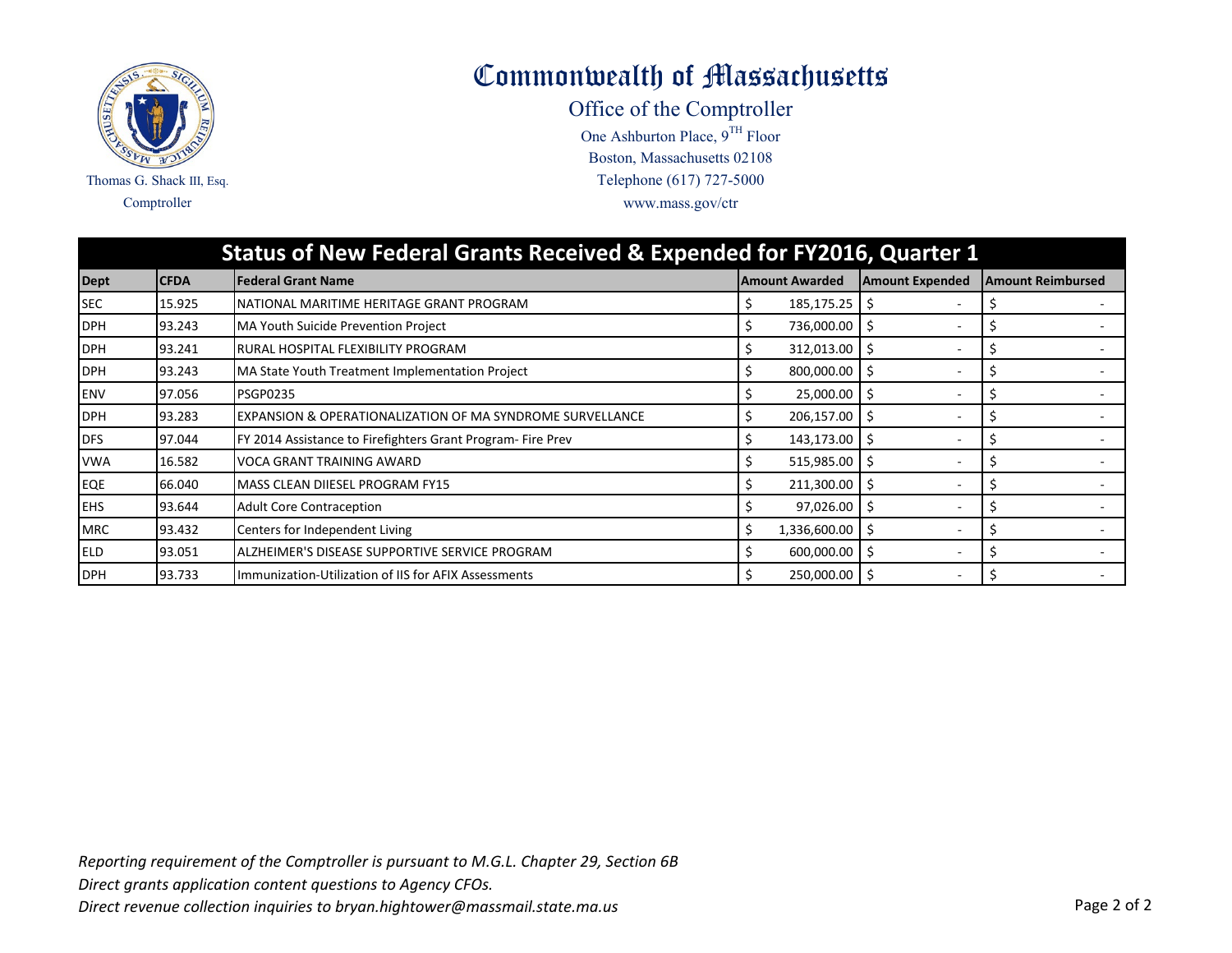# Commonwealth of Massachusetts

Office of the Comptroller
One Ashburton Place, 9[TH] Floor
Boston, Massachusetts 02108
Telephone (617) 727-5000
www.mass.gov/ctr

Thomas G. Shack III, Esq.
Comptroller

## Status of New Federal Grants Received & Expended for FY2016, Quarter 1

| Dept | CFDA | Federal Grant Name | Amount Awarded | Amount Expended | Amount Reimbursed |
|---|---|---|---|---|---|
| SEC | 15.925 | NATIONAL MARITIME HERITAGE GRANT PROGRAM | $ 185,175.25 | $ - | $ - |
| DPH | 93.243 | MA Youth Suicide Prevention Project | $ 736,000.00 | $ - | $ - |
| DPH | 93.241 | RURAL HOSPITAL FLEXIBILITY PROGRAM | $ 312,013.00 | $ - | $ - |
| DPH | 93.243 | MA State Youth Treatment Implementation Project | $ 800,000.00 | $ - | $ - |
| ENV | 97.056 | PSGP0235 | $ 25,000.00 | $ - | $ - |
| DPH | 93.283 | EXPANSION & OPERATIONALIZATION OF MA SYNDROME SURVELLANCE | $ 206,157.00 | $ - | $ - |
| DFS | 97.044 | FY 2014 Assistance to Firefighters Grant Program- Fire Prev | $ 143,173.00 | $ - | $ - |
| VWA | 16.582 | VOCA GRANT TRAINING AWARD | $ 515,985.00 | $ - | $ - |
| EQE | 66.040 | MASS CLEAN DIIESEL PROGRAM FY15 | $ 211,300.00 | $ - | $ - |
| EHS | 93.644 | Adult Core Contraception | $ 97,026.00 | $ - | $ - |
| MRC | 93.432 | Centers for Independent Living | $ 1,336,600.00 | $ - | $ - |
| ELD | 93.051 | ALZHEIMER'S DISEASE SUPPORTIVE SERVICE PROGRAM | $ 600,000.00 | $ - | $ - |
| DPH | 93.733 | Immunization-Utilization of IIS for AFIX Assessments | $ 250,000.00 | $ - | $ - |

*Reporting requirement of the Comptroller is pursuant to M.G.L. Chapter 29, Section 6B*
*Direct grants application content questions to Agency CFOs.*
*Direct revenue collection inquiries to bryan.hightower@massmail.state.ma.us*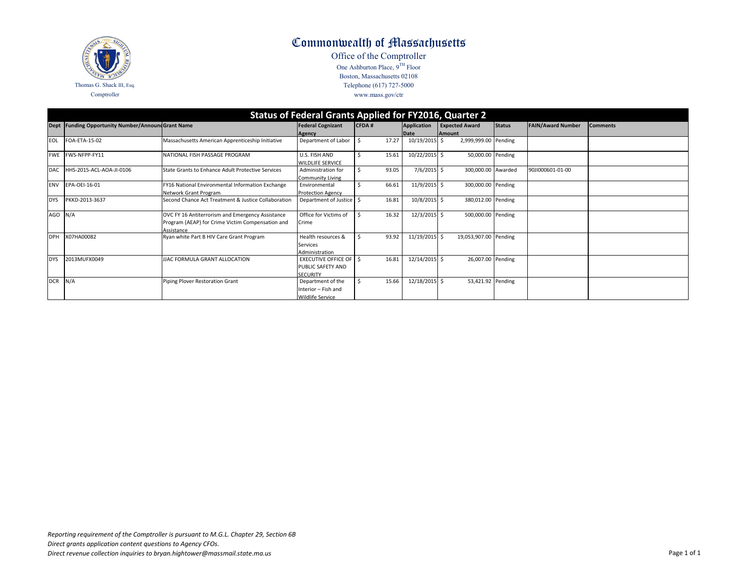# Commonwealth of Massachusetts

Office of the Comptroller

One Ashburton Place, 9TH Floor
Boston, Massachusetts 02108
Telephone (617) 727-5000
www.mass.gov/ctr

Thomas G. Shack III, Esq.
Comptroller

## Status of Federal Grants Applied for FY2016, Quarter 2

| Dept | Funding Opportunity Number/Announc | Grant Name | Federal Cognizant Agency | CFDA # | Application Date | Expected Award Amount | Status | FAIN/Award Number | Comments |
|---|---|---|---|---|---|---|---|---|---|
| EOL | FOA-ETA-15-02 | Massachusetts American Apprenticeship Initiative | Department of Labor | $ 17.27 | 10/19/2015 | $ 2,999,999.00 | Pending | | |
| FWE | FWS-NFPP-FY11 | NATIONAL FISH PASSAGE PROGRAM | U.S. FISH AND WILDLIFE SERVICE | $ 15.61 | 10/22/2015 | $ 50,000.00 | Pending | | |
| DAC | HHS-2015-ACL-AOA-JI-0106 | State Grants to Enhance Adult Protective Services | Administration for Community Living | $ 93.05 | 7/6/2015 | $ 300,000.00 | Awarded | 90JI000601-01-00 | |
| ENV | EPA-OEI-16-01 | FY16 National Environmental Information Exchange Network Grant Program | Environmental Protection Agency | $ 66.61 | 11/9/2015 | $ 300,000.00 | Pending | | |
| DYS | PKKD-2013-3637 | Second Chance Act Treatment & Justice Collaboration | Department of Justice | $ 16.81 | 10/8/2015 | $ 380,012.00 | Pending | | |
| AGO | N/A | OVC FY 16 Antiterrorism and Emergency Assistance Program (AEAP) for Crime Victim Compensation and Assistance | Office for Victims of Crime | $ 16.32 | 12/3/2015 | $ 500,000.00 | Pending | | |
| DPH | X07HA00082 | Ryan white Part B HIV Care Grant Program | Health resources & Services Administration | $ 93.92 | 11/19/2015 | $ 19,053,907.00 | Pending | | |
| DYS | 2013MUFX0049 | JJAC FORMULA GRANT ALLOCATION | EXECUTIVE OFFICE OF PUBLIC SAFETY AND SECURITY | $ 16.81 | 12/14/2015 | $ 26,007.00 | Pending | | |
| DCR | N/A | Piping Plover Restoration Grant | Department of the Interior – Fish and Wildlife Service | $ 15.66 | 12/18/2015 | $ 53,421.92 | Pending | | |

*Reporting requirement of the Comptroller is pursuant to M.G.L. Chapter 29, Section 6B*
*Direct grants application content questions to Agency CFOs.*
*Direct revenue collection inquiries to bryan.hightower@massmail.state.ma.us*